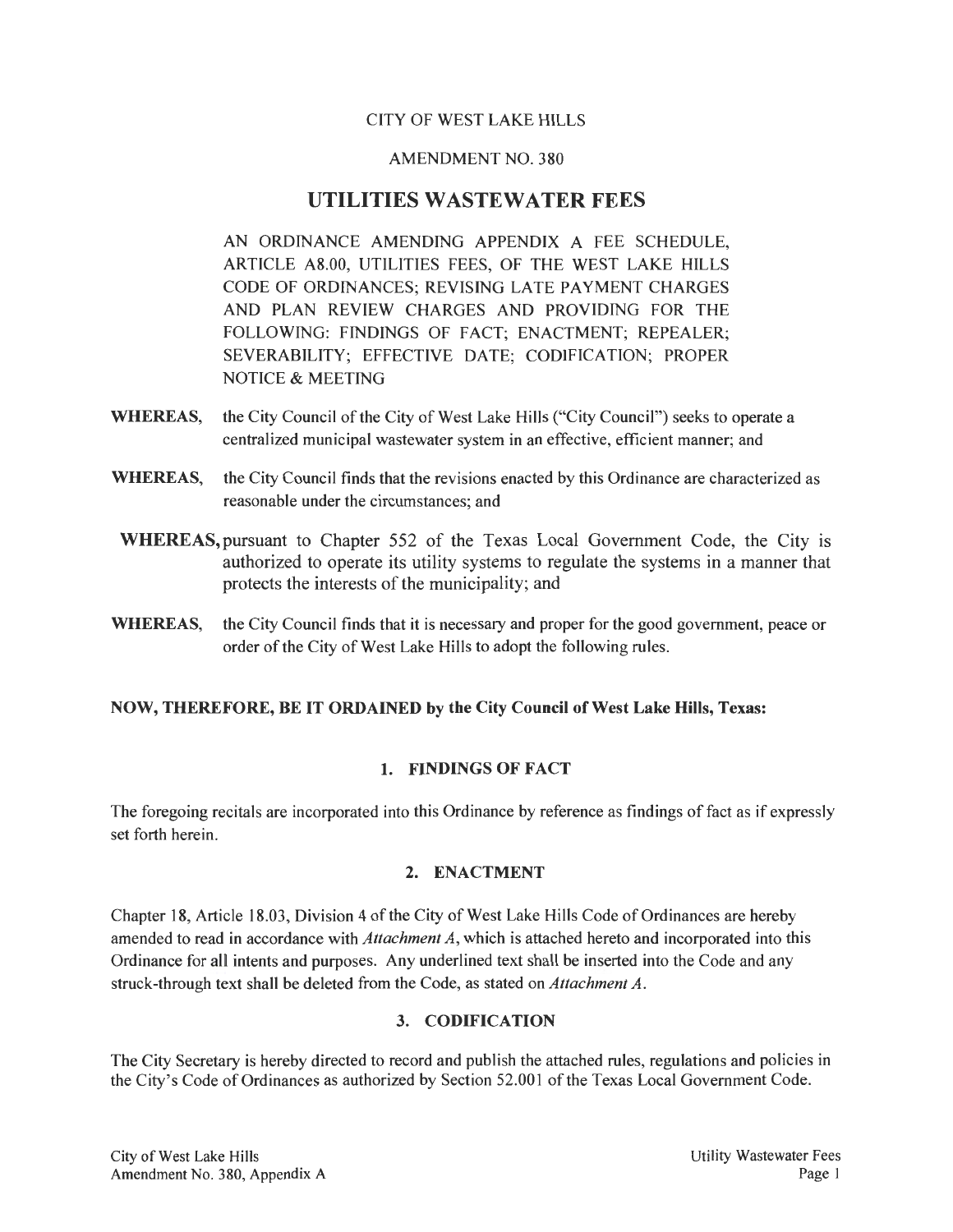CITY OF WEST LAKE HILLS

AMENDMENT NO. 380

# UTILITIES WASTEWATER FEES

AN ORDINANCE AMENDING APPENDIX A FEE SCHEDULE, ARTICLE A8.00, UTILITIES FEES, OF THE WEST LAKE HILLS CODE OF ORDINANCES; REVISING LATE PAYMENT CHARGES AND PLAN REVIEW CHARGES AND PROVIDING FOR THE FOLLOWING: FINDINGS OF FACT; ENACTMENT; REPEALER; SEVERABILITY; EFFECTIVE DATE; CODIFICATION; PROPER NOTICE & MEETING

**WHEREAS,** the City Council of the City of West Lake Hills ("City Council") seeks to operate a centralized municipal wastewater system in an effective, efficient manner; and

**WHEREAS,** the City Council finds that the revisions enacted by this Ordinance are characterized as reasonable under the circumstances; and

**WHEREAS,** pursuant to Chapter 552 of the Texas Local Government Code, the City is authorized to operate its utility systems to regulate the systems in a manner that protects the interests of the municipality; and

**WHEREAS,** the City Council finds that it is necessary and proper for the good government, peace or order of the City of West Lake Hills to adopt the following rules.

**NOW, THEREFORE, BE IT ORDAINED by the City Council of West Lake Hills, Texas:**

## 1. FINDINGS OF FACT

The foregoing recitals are incorporated into this Ordinance by reference as findings of fact as if expressly set forth herein.

## 2. ENACTMENT

Chapter 18, Article 18.03, Division 4 of the City of West Lake Hills Code of Ordinances are hereby amended to read in accordance with *Attachment A*, which is attached hereto and incorporated into this Ordinance for all intents and purposes. Any underlined text shall be inserted into the Code and any struck-through text shall be deleted from the Code, as stated on *Attachment A*.

## 3. CODIFICATION

The City Secretary is hereby directed to record and publish the attached rules, regulations and policies in the City's Code of Ordinances as authorized by Section 52.001 of the Texas Local Government Code.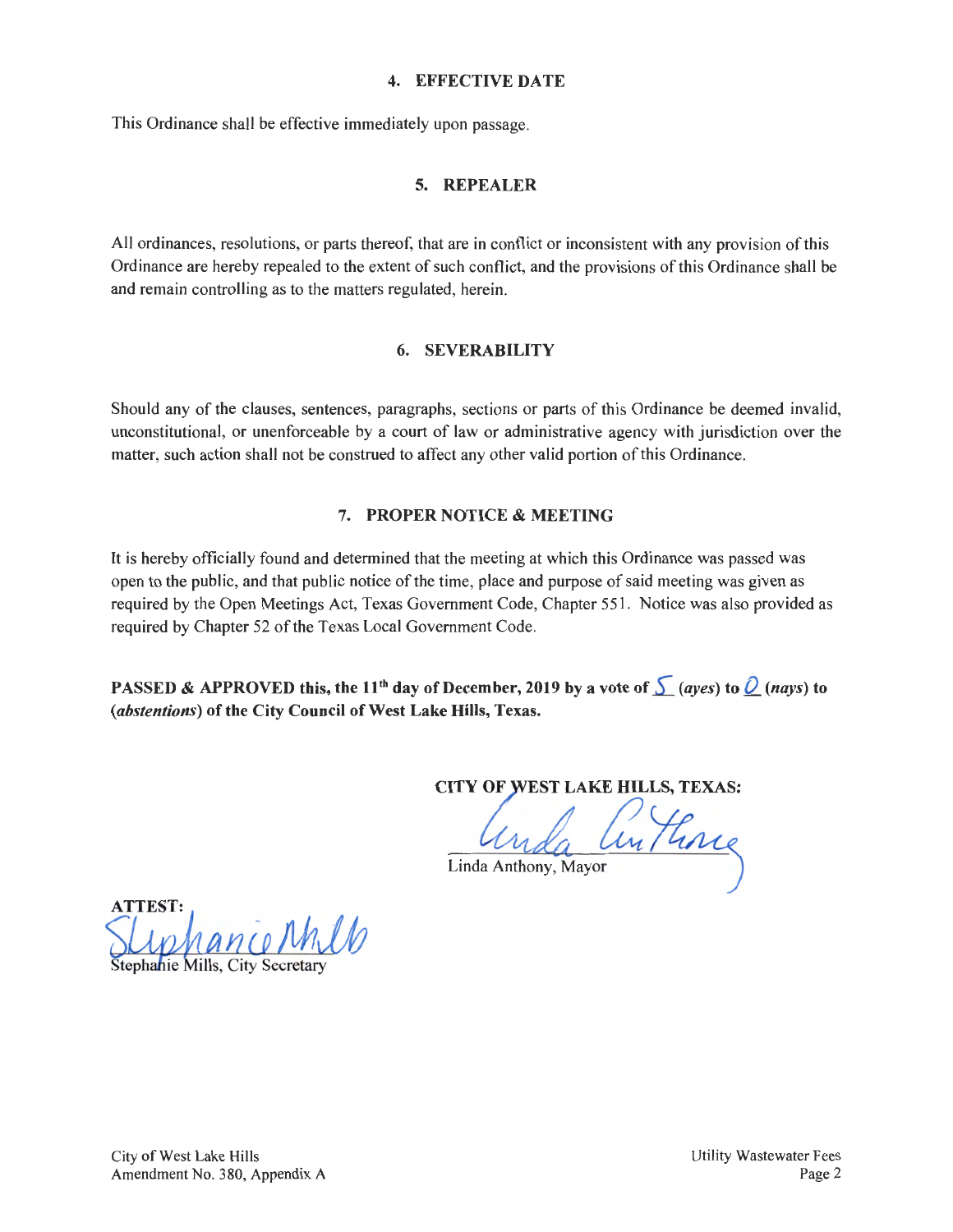## 4. EFFECTIVE DATE

This Ordinance shall be effective immediately upon passage.

## 5. REPEALER

All ordinances, resolutions, or parts thereof, that are in conflict or inconsistent with any provision of this Ordinance are hereby repealed to the extent of such conflict, and the provisions of this Ordinance shall be and remain controlling as to the matters regulated, herein.

## 6. SEVERABILITY

Should any of the clauses, sentences, paragraphs, sections or parts of this Ordinance be deemed invalid, unconstitutional, or unenforceable by a court of law or administrative agency with jurisdiction over the matter, such action shall not be construed to affect any other valid portion of this Ordinance.

## 7. PROPER NOTICE & MEETING

It is hereby officially found and determined that the meeting at which this Ordinance was passed was open to the public, and that public notice of the time, place and purpose of said meeting was given as required by the Open Meetings Act, Texas Government Code, Chapter 551. Notice was also provided as required by Chapter 52 of the Texas Local Government Code.

**PASSED & APPROVED this, the 11th day of December, 2019 by a vote of 5 (*ayes*) to 0 (*nays*) to (*abstentions*) of the City Council of West Lake Hills, Texas.**

**CITY OF WEST LAKE HILLS, TEXAS:**

Linda Anthony, Mayor

**ATTEST:**

Stephanie Mills, City Secretary

City of West Lake Hills
Amendment No. 380, Appendix A

Utility Wastewater Fees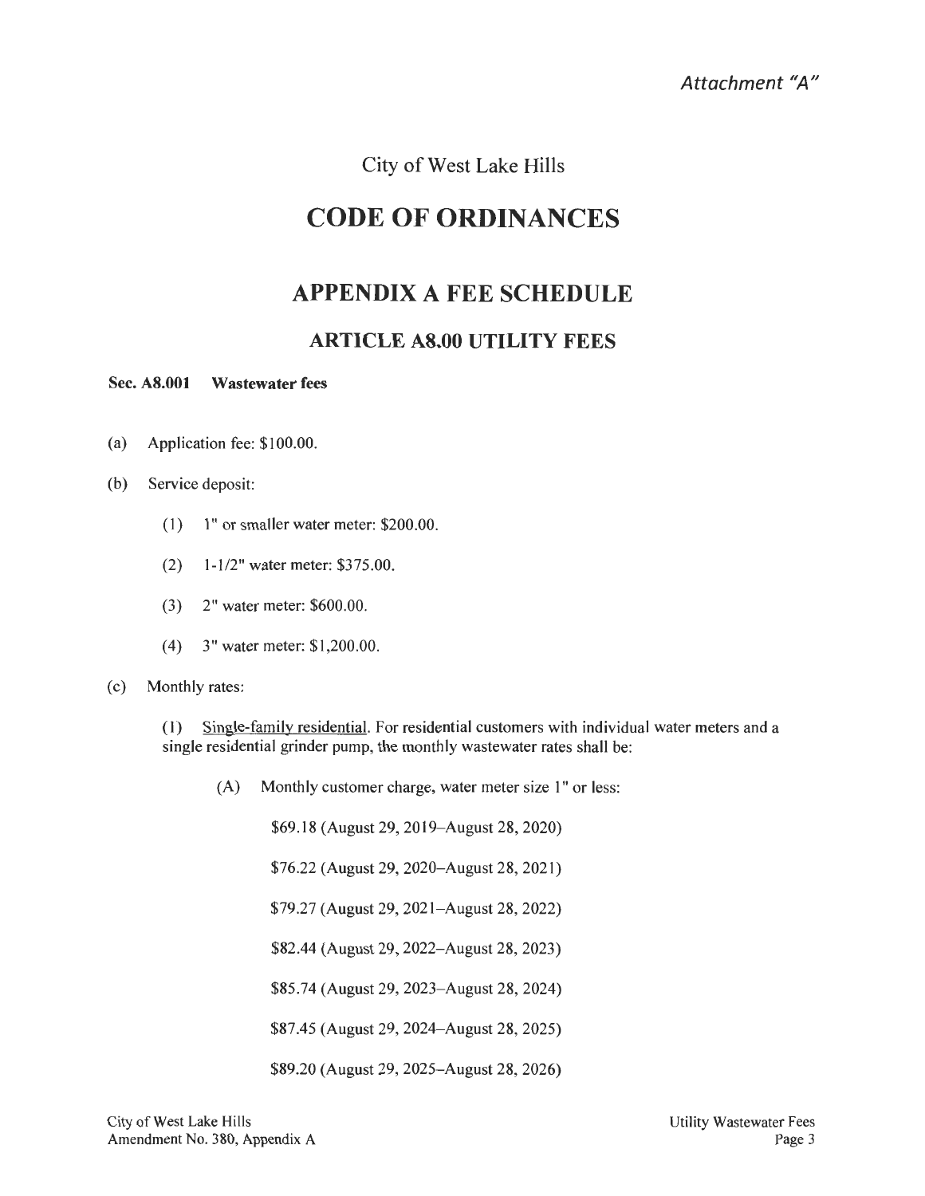*Attachment "A"*

City of West Lake Hills

# CODE OF ORDINANCES

## APPENDIX A FEE SCHEDULE

### ARTICLE A8.00 UTILITY FEES

**Sec. A8.001 Wastewater fees**

(a) Application fee: $100.00.

(b) Service deposit:

(1) 1" or smaller water meter: $200.00.

(2) 1-1/2" water meter: $375.00.

(3) 2" water meter: $600.00.

(4) 3" water meter: $1,200.00.

(c) Monthly rates:

(1) Single-family residential. For residential customers with individual water meters and a single residential grinder pump, the monthly wastewater rates shall be:

(A) Monthly customer charge, water meter size 1" or less:

$69.18 (August 29, 2019–August 28, 2020)

$76.22 (August 29, 2020–August 28, 2021)

$79.27 (August 29, 2021–August 28, 2022)

$82.44 (August 29, 2022–August 28, 2023)

$85.74 (August 29, 2023–August 28, 2024)

$87.45 (August 29, 2024–August 28, 2025)

$89.20 (August 29, 2025–August 28, 2026)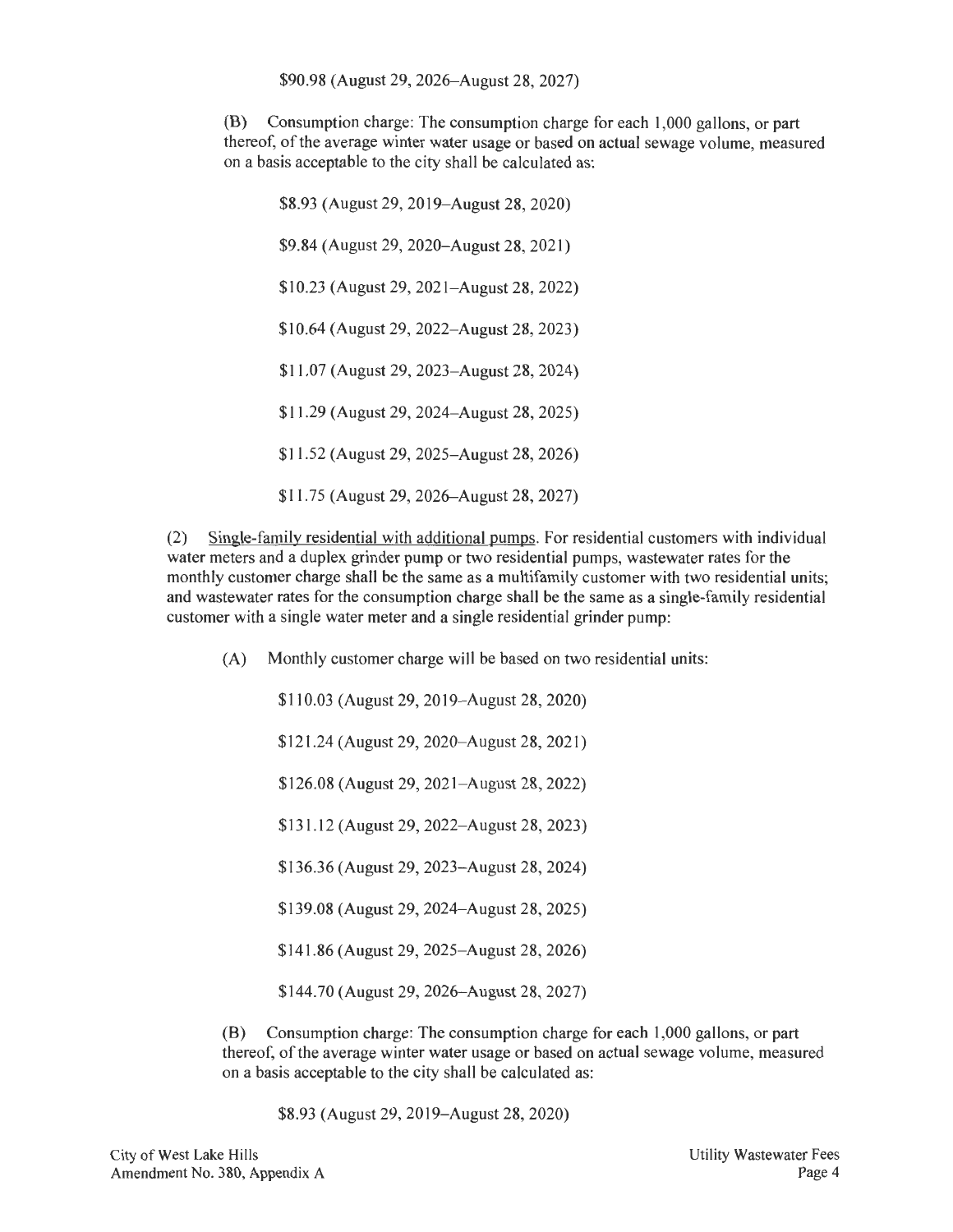$90.98 (August 29, 2026–August 28, 2027)

(B) Consumption charge: The consumption charge for each 1,000 gallons, or part thereof, of the average winter water usage or based on actual sewage volume, measured on a basis acceptable to the city shall be calculated as:

$8.93 (August 29, 2019–August 28, 2020)

$9.84 (August 29, 2020–August 28, 2021)

$10.23 (August 29, 2021–August 28, 2022)

$10.64 (August 29, 2022–August 28, 2023)

$11.07 (August 29, 2023–August 28, 2024)

$11.29 (August 29, 2024–August 28, 2025)

$11.52 (August 29, 2025–August 28, 2026)

$11.75 (August 29, 2026–August 28, 2027)

(2) Single-family residential with additional pumps. For residential customers with individual water meters and a duplex grinder pump or two residential pumps, wastewater rates for the monthly customer charge shall be the same as a multifamily customer with two residential units; and wastewater rates for the consumption charge shall be the same as a single-family residential customer with a single water meter and a single residential grinder pump:

(A) Monthly customer charge will be based on two residential units:

$110.03 (August 29, 2019–August 28, 2020)

$121.24 (August 29, 2020–August 28, 2021)

$126.08 (August 29, 2021–August 28, 2022)

$131.12 (August 29, 2022–August 28, 2023)

$136.36 (August 29, 2023–August 28, 2024)

$139.08 (August 29, 2024–August 28, 2025)

$141.86 (August 29, 2025–August 28, 2026)

$144.70 (August 29, 2026–August 28, 2027)

(B) Consumption charge: The consumption charge for each 1,000 gallons, or part thereof, of the average winter water usage or based on actual sewage volume, measured on a basis acceptable to the city shall be calculated as:

$8.93 (August 29, 2019–August 28, 2020)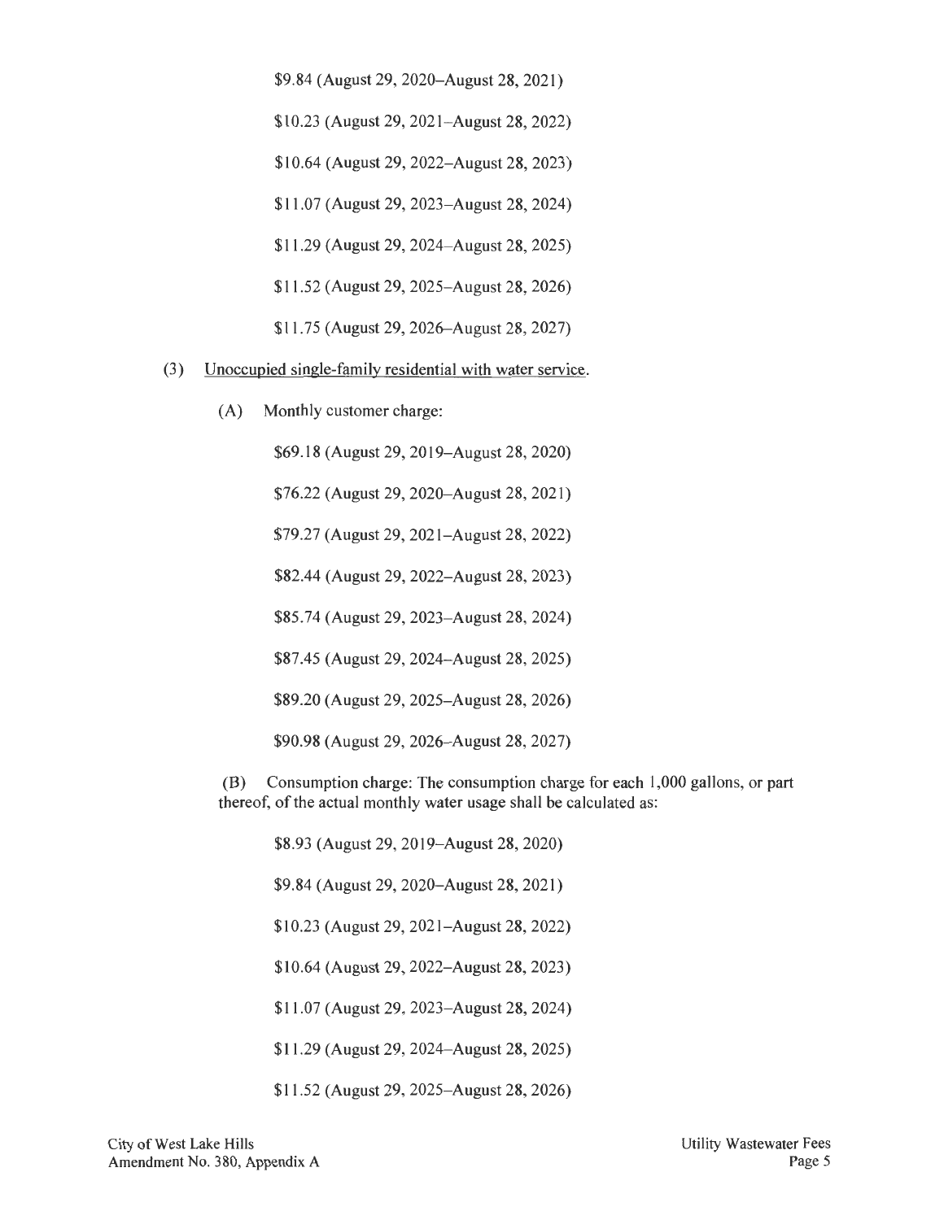$9.84 (August 29, 2020–August 28, 2021)

$10.23 (August 29, 2021–August 28, 2022)

$10.64 (August 29, 2022–August 28, 2023)

$11.07 (August 29, 2023–August 28, 2024)

$11.29 (August 29, 2024–August 28, 2025)

$11.52 (August 29, 2025–August 28, 2026)

$11.75 (August 29, 2026–August 28, 2027)

(3) Unoccupied single-family residential with water service.

(A) Monthly customer charge:

$69.18 (August 29, 2019–August 28, 2020)

$76.22 (August 29, 2020–August 28, 2021)

$79.27 (August 29, 2021–August 28, 2022)

$82.44 (August 29, 2022–August 28, 2023)

$85.74 (August 29, 2023–August 28, 2024)

$87.45 (August 29, 2024–August 28, 2025)

$89.20 (August 29, 2025–August 28, 2026)

$90.98 (August 29, 2026–August 28, 2027)

(B) Consumption charge: The consumption charge for each 1,000 gallons, or part thereof, of the actual monthly water usage shall be calculated as:

$8.93 (August 29, 2019–August 28, 2020)

$9.84 (August 29, 2020–August 28, 2021)

$10.23 (August 29, 2021–August 28, 2022)

$10.64 (August 29, 2022–August 28, 2023)

$11.07 (August 29, 2023–August 28, 2024)

$11.29 (August 29, 2024–August 28, 2025)

$11.52 (August 29, 2025–August 28, 2026)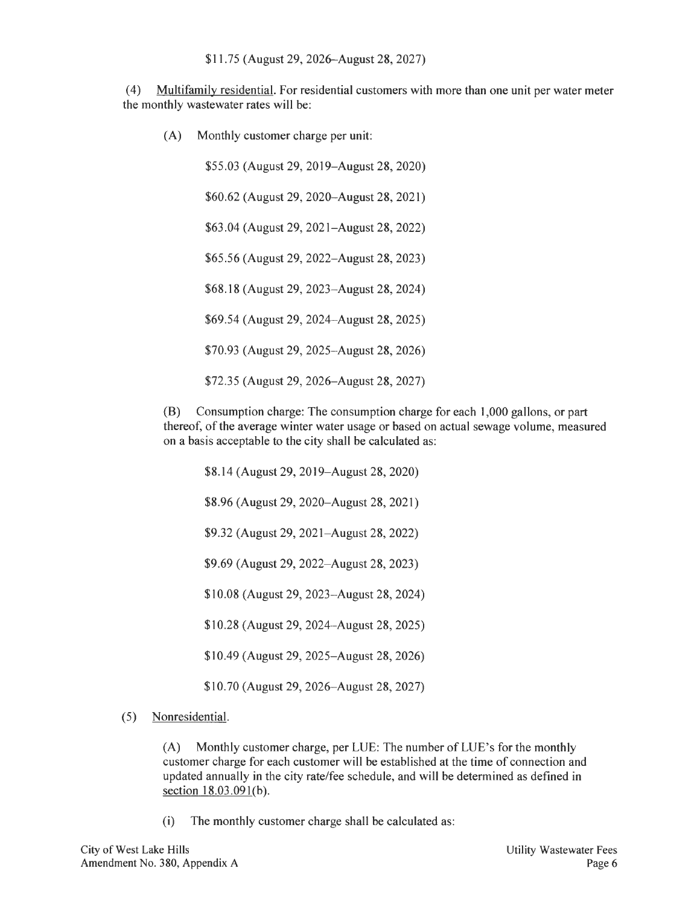$11.75 (August 29, 2026–August 28, 2027)

(4) Multifamily residential. For residential customers with more than one unit per water meter the monthly wastewater rates will be:

(A) Monthly customer charge per unit:

$55.03 (August 29, 2019–August 28, 2020)

$60.62 (August 29, 2020–August 28, 2021)

$63.04 (August 29, 2021–August 28, 2022)

$65.56 (August 29, 2022–August 28, 2023)

$68.18 (August 29, 2023–August 28, 2024)

$69.54 (August 29, 2024–August 28, 2025)

$70.93 (August 29, 2025–August 28, 2026)

$72.35 (August 29, 2026–August 28, 2027)

(B) Consumption charge: The consumption charge for each 1,000 gallons, or part thereof, of the average winter water usage or based on actual sewage volume, measured on a basis acceptable to the city shall be calculated as:

$8.14 (August 29, 2019–August 28, 2020)

$8.96 (August 29, 2020–August 28, 2021)

$9.32 (August 29, 2021–August 28, 2022)

$9.69 (August 29, 2022–August 28, 2023)

$10.08 (August 29, 2023–August 28, 2024)

$10.28 (August 29, 2024–August 28, 2025)

$10.49 (August 29, 2025–August 28, 2026)

$10.70 (August 29, 2026–August 28, 2027)

(5) Nonresidential.

(A) Monthly customer charge, per LUE: The number of LUE's for the monthly customer charge for each customer will be established at the time of connection and updated annually in the city rate/fee schedule, and will be determined as defined in section 18.03.091(b).

(i) The monthly customer charge shall be calculated as: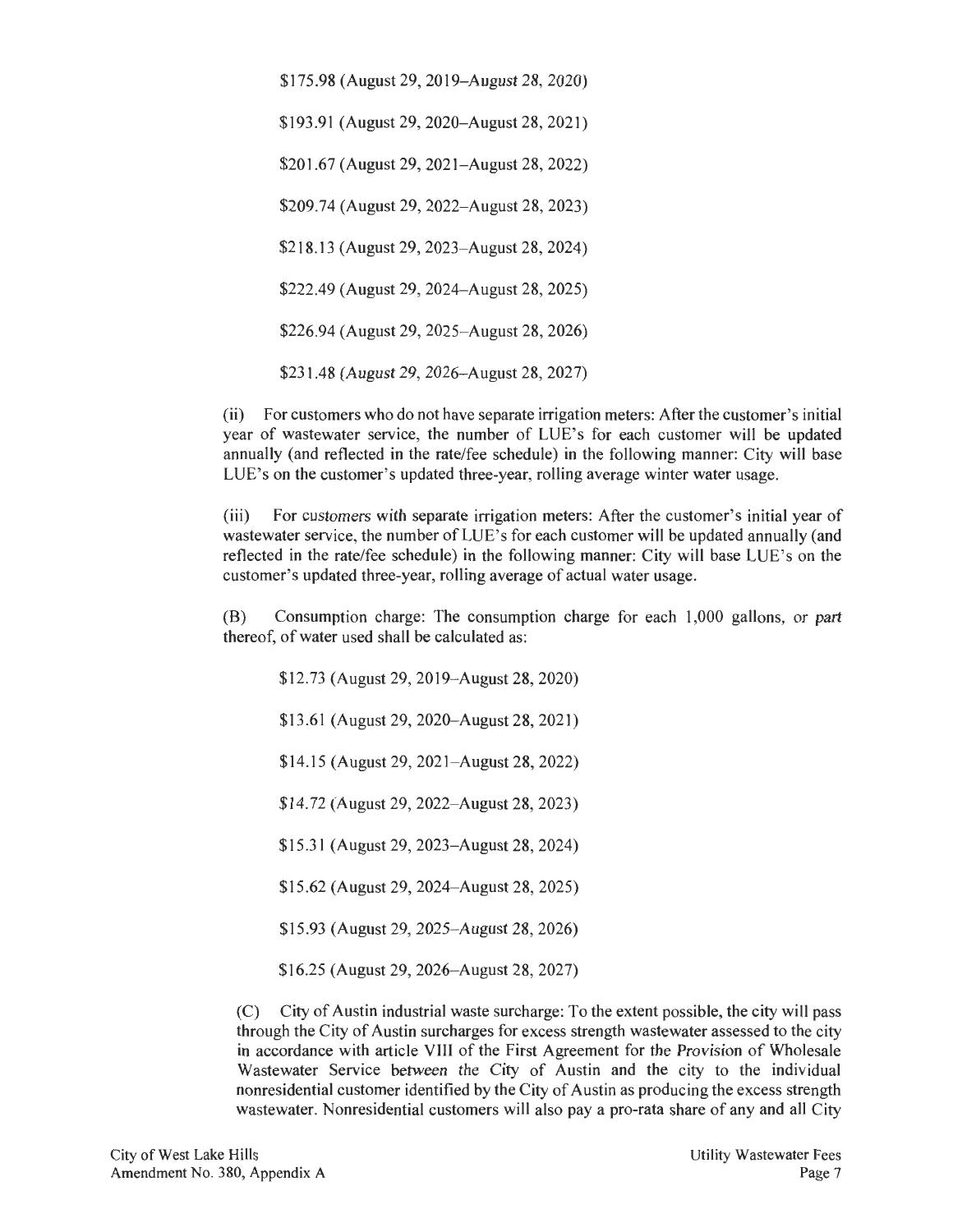$175.98 (August 29, 2019–August 28, 2020)

$193.91 (August 29, 2020–August 28, 2021)

$201.67 (August 29, 2021–August 28, 2022)

$209.74 (August 29, 2022–August 28, 2023)

$218.13 (August 29, 2023–August 28, 2024)

$222.49 (August 29, 2024–August 28, 2025)

$226.94 (August 29, 2025–August 28, 2026)

$231.48 (August 29, 2026–August 28, 2027)

(ii) For customers who do not have separate irrigation meters: After the customer's initial year of wastewater service, the number of LUE's for each customer will be updated annually (and reflected in the rate/fee schedule) in the following manner: City will base LUE's on the customer's updated three-year, rolling average winter water usage.

(iii) For customers with separate irrigation meters: After the customer's initial year of wastewater service, the number of LUE's for each customer will be updated annually (and reflected in the rate/fee schedule) in the following manner: City will base LUE's on the customer's updated three-year, rolling average of actual water usage.

(B) Consumption charge: The consumption charge for each 1,000 gallons, or part thereof, of water used shall be calculated as:

$12.73 (August 29, 2019–August 28, 2020)

$13.61 (August 29, 2020–August 28, 2021)

$14.15 (August 29, 2021–August 28, 2022)

$14.72 (August 29, 2022–August 28, 2023)

$15.31 (August 29, 2023–August 28, 2024)

$15.62 (August 29, 2024–August 28, 2025)

$15.93 (August 29, 2025–August 28, 2026)

$16.25 (August 29, 2026–August 28, 2027)

(C) City of Austin industrial waste surcharge: To the extent possible, the city will pass through the City of Austin surcharges for excess strength wastewater assessed to the city in accordance with article VIII of the First Agreement for the Provision of Wholesale Wastewater Service between the City of Austin and the city to the individual nonresidential customer identified by the City of Austin as producing the excess strength wastewater. Nonresidential customers will also pay a pro-rata share of any and all City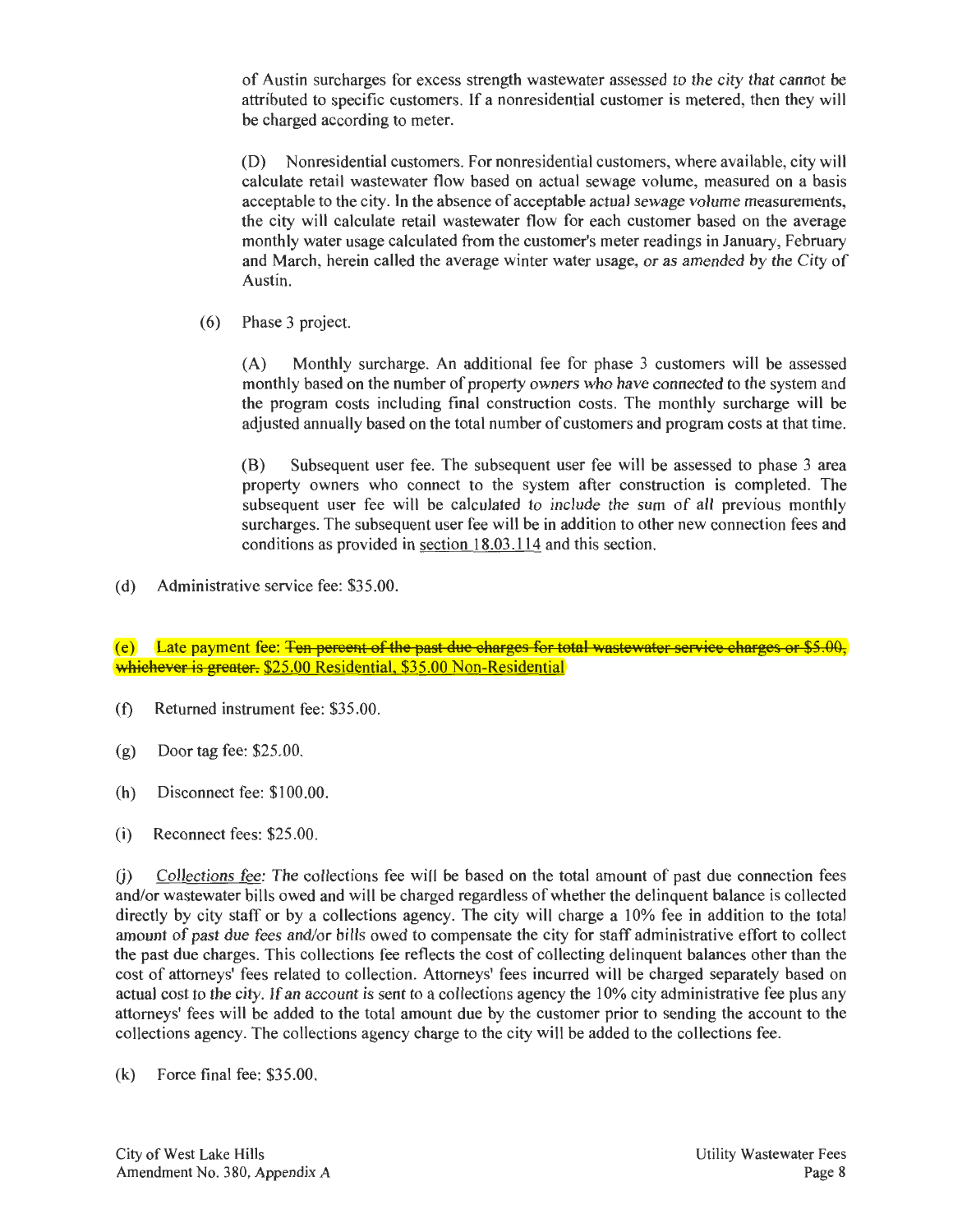of Austin surcharges for excess strength wastewater assessed to the city that cannot be attributed to specific customers. If a nonresidential customer is metered, then they will be charged according to meter.

(D) Nonresidential customers. For nonresidential customers, where available, city will calculate retail wastewater flow based on actual sewage volume, measured on a basis acceptable to the city. In the absence of acceptable actual sewage volume measurements, the city will calculate retail wastewater flow for each customer based on the average monthly water usage calculated from the customer's meter readings in January, February and March, herein called the average winter water usage, or as amended by the City of Austin.

(6) Phase 3 project.

(A) Monthly surcharge. An additional fee for phase 3 customers will be assessed monthly based on the number of property owners who have connected to the system and the program costs including final construction costs. The monthly surcharge will be adjusted annually based on the total number of customers and program costs at that time.

(B) Subsequent user fee. The subsequent user fee will be assessed to phase 3 area property owners who connect to the system after construction is completed. The subsequent user fee will be calculated to include the sum of all previous monthly surcharges. The subsequent user fee will be in addition to other new connection fees and conditions as provided in section 18.03.114 and this section.

(d) Administrative service fee: $35.00.

(e) Late payment fee: ~~Ten percent of the past due charges for total wastewater service charges or $5.00, whichever is greater.~~ <u>$25.00 Residential, $35.00 Non-Residential</u>

(f) Returned instrument fee: $35.00.

(g) Door tag fee: $25.00.

(h) Disconnect fee: $100.00.

(i) Reconnect fees: $25.00.

(j) *Collections fee:* The collections fee will be based on the total amount of past due connection fees and/or wastewater bills owed and will be charged regardless of whether the delinquent balance is collected directly by city staff or by a collections agency. The city will charge a 10% fee in addition to the total amount of past due fees and/or bills owed to compensate the city for staff administrative effort to collect the past due charges. This collections fee reflects the cost of collecting delinquent balances other than the cost of attorneys' fees related to collection. Attorneys' fees incurred will be charged separately based on actual cost to the city. If an account is sent to a collections agency the 10% city administrative fee plus any attorneys' fees will be added to the total amount due by the customer prior to sending the account to the collections agency. The collections agency charge to the city will be added to the collections fee.

(k) Force final fee: $35.00.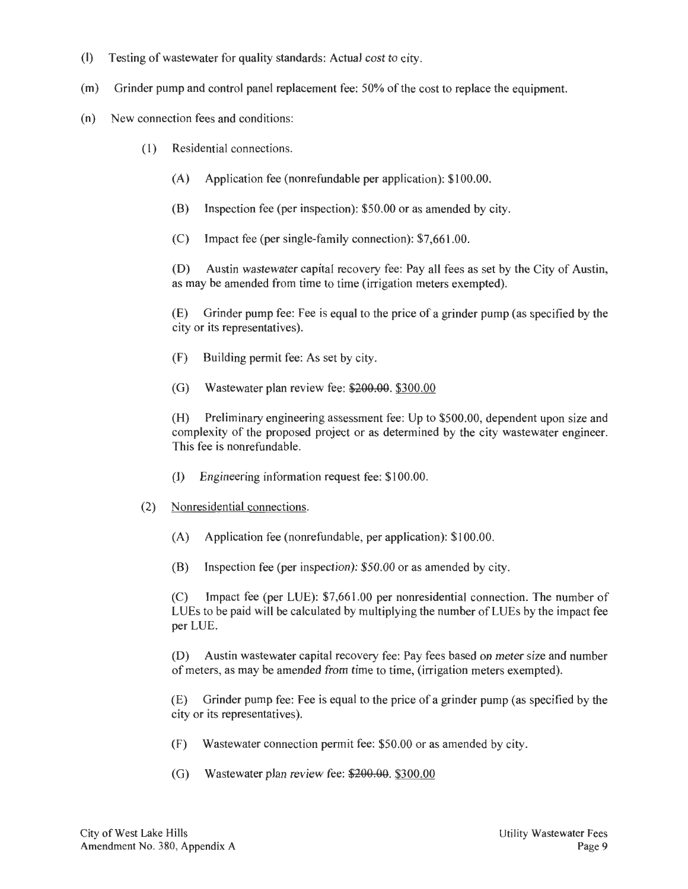(l) Testing of wastewater for quality standards: Actual cost to city.

(m) Grinder pump and control panel replacement fee: 50% of the cost to replace the equipment.

(n) New connection fees and conditions:

(1) Residential connections.

(A) Application fee (nonrefundable per application): $100.00.

(B) Inspection fee (per inspection): $50.00 or as amended by city.

(C) Impact fee (per single-family connection): $7,661.00.

(D) Austin wastewater capital recovery fee: Pay all fees as set by the City of Austin, as may be amended from time to time (irrigation meters exempted).

(E) Grinder pump fee: Fee is equal to the price of a grinder pump (as specified by the city or its representatives).

(F) Building permit fee: As set by city.

(G) Wastewater plan review fee: ~~$200.00~~. <u>$300.00</u>

(H) Preliminary engineering assessment fee: Up to $500.00, dependent upon size and complexity of the proposed project or as determined by the city wastewater engineer. This fee is nonrefundable.

(I) Engineering information request fee: $100.00.

(2) <u>Nonresidential connections</u>.

(A) Application fee (nonrefundable, per application): $100.00.

(B) Inspection fee (per inspection): $50.00 or as amended by city.

(C) Impact fee (per LUE): $7,661.00 per nonresidential connection. The number of LUEs to be paid will be calculated by multiplying the number of LUEs by the impact fee per LUE.

(D) Austin wastewater capital recovery fee: Pay fees based on meter size and number of meters, as may be amended from time to time, (irrigation meters exempted).

(E) Grinder pump fee: Fee is equal to the price of a grinder pump (as specified by the city or its representatives).

(F) Wastewater connection permit fee: $50.00 or as amended by city.

(G) Wastewater plan review fee: ~~$200.00~~. <u>$300.00</u>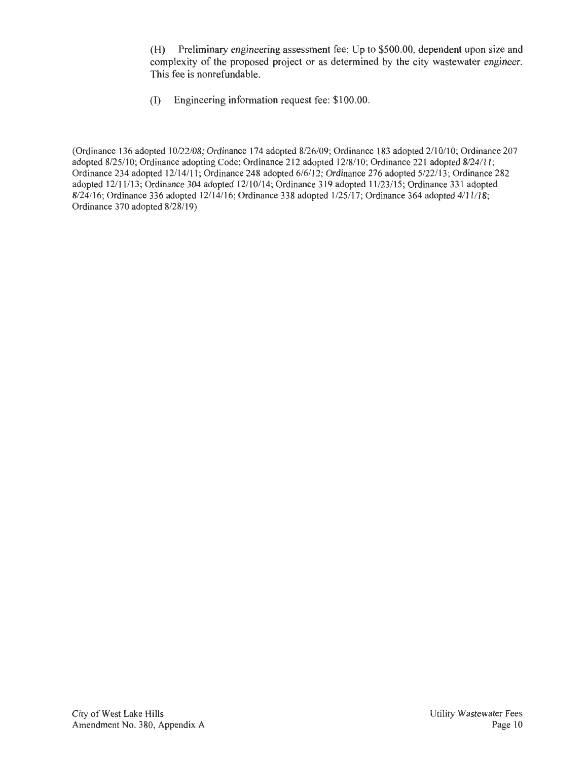(H) Preliminary engineering assessment fee: Up to $500.00, dependent upon size and complexity of the proposed project or as determined by the city wastewater engineer. This fee is nonrefundable.

(I) Engineering information request fee: $100.00.

(Ordinance 136 adopted 10/22/08; Ordinance 174 adopted 8/26/09; Ordinance 183 adopted 2/10/10; Ordinance 207 adopted 8/25/10; Ordinance adopting Code; Ordinance 212 adopted 12/8/10; Ordinance 221 adopted 8/24/11; Ordinance 234 adopted 12/14/11; Ordinance 248 adopted 6/6/12; Ordinance 276 adopted 5/22/13; Ordinance 282 adopted 12/11/13; Ordinance 304 adopted 12/10/14; Ordinance 319 adopted 11/23/15; Ordinance 331 adopted 8/24/16; Ordinance 336 adopted 12/14/16; Ordinance 338 adopted 1/25/17; Ordinance 364 adopted 4/11/18; Ordinance 370 adopted 8/28/19)